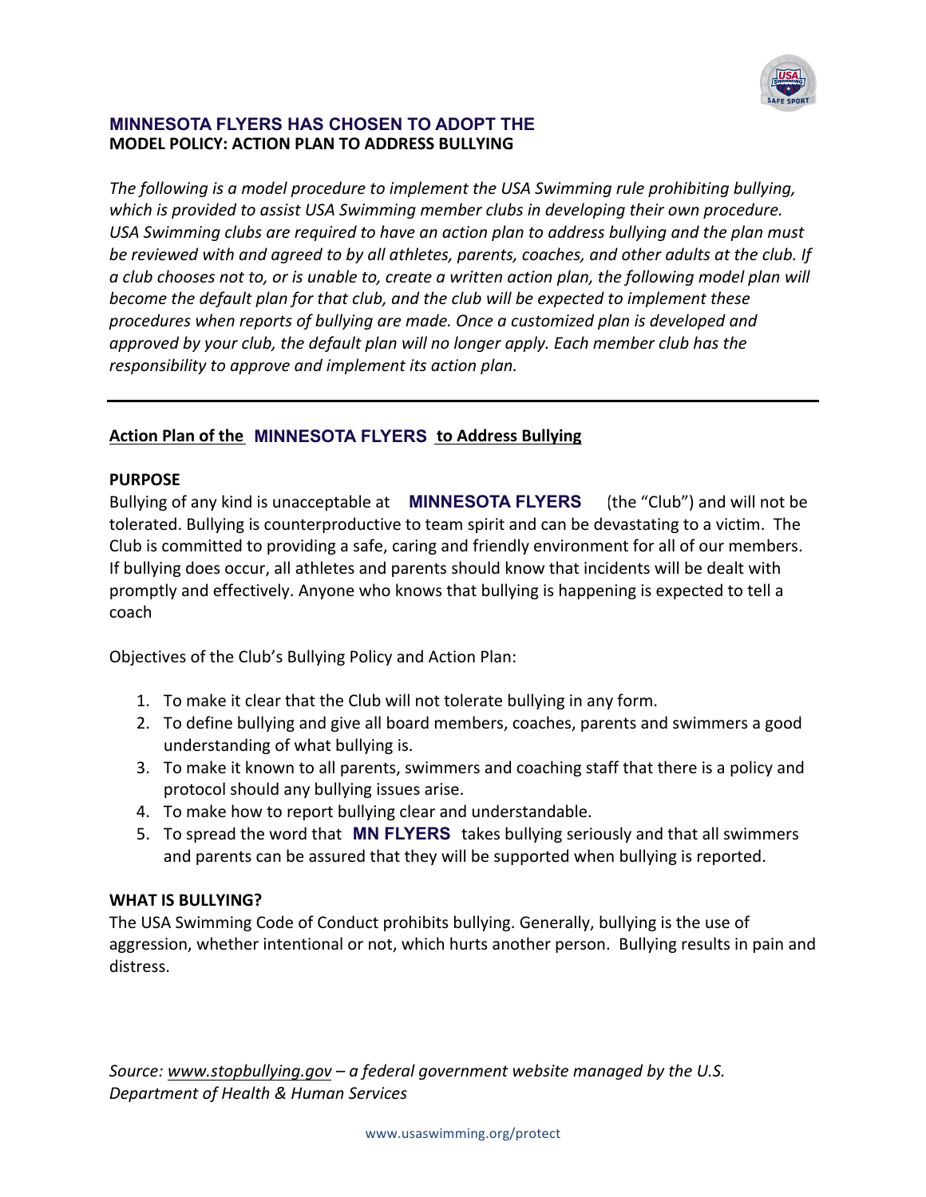**MINNESOTA FLYERS HAS CHOSEN TO ADOPT THE**
**MODEL POLICY: ACTION PLAN TO ADDRESS BULLYING**

*The following is a model procedure to implement the USA Swimming rule prohibiting bullying, which is provided to assist USA Swimming member clubs in developing their own procedure. USA Swimming clubs are required to have an action plan to address bullying and the plan must be reviewed with and agreed to by all athletes, parents, coaches, and other adults at the club. If a club chooses not to, or is unable to, create a written action plan, the following model plan will become the default plan for that club, and the club will be expected to implement these procedures when reports of bullying are made. Once a customized plan is developed and approved by your club, the default plan will no longer apply. Each member club has the responsibility to approve and implement its action plan.*

---

## Action Plan of the MINNESOTA FLYERS to Address Bullying

### PURPOSE

Bullying of any kind is unacceptable at **MINNESOTA FLYERS** (the "Club") and will not be tolerated. Bullying is counterproductive to team spirit and can be devastating to a victim. The Club is committed to providing a safe, caring and friendly environment for all of our members. If bullying does occur, all athletes and parents should know that incidents will be dealt with promptly and effectively. Anyone who knows that bullying is happening is expected to tell a coach

Objectives of the Club's Bullying Policy and Action Plan:

1. To make it clear that the Club will not tolerate bullying in any form.
2. To define bullying and give all board members, coaches, parents and swimmers a good understanding of what bullying is.
3. To make it known to all parents, swimmers and coaching staff that there is a policy and protocol should any bullying issues arise.
4. To make how to report bullying clear and understandable.
5. To spread the word that **MN FLYERS** takes bullying seriously and that all swimmers and parents can be assured that they will be supported when bullying is reported.

### WHAT IS BULLYING?

The USA Swimming Code of Conduct prohibits bullying. Generally, bullying is the use of aggression, whether intentional or not, which hurts another person. Bullying results in pain and distress.

*Source: www.stopbullying.gov – a federal government website managed by the U.S. Department of Health & Human Services*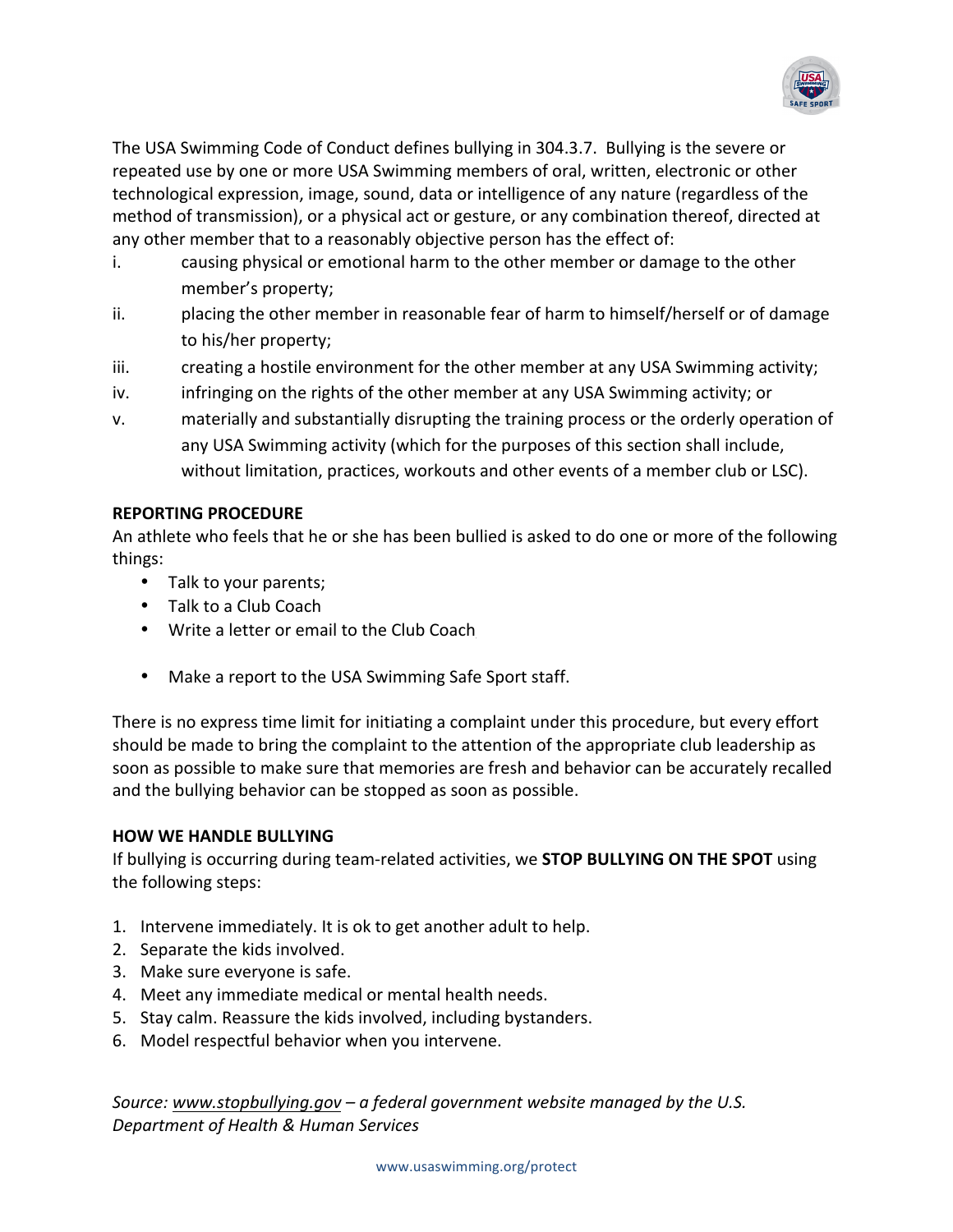The USA Swimming Code of Conduct defines bullying in 304.3.7. Bullying is the severe or repeated use by one or more USA Swimming members of oral, written, electronic or other technological expression, image, sound, data or intelligence of any nature (regardless of the method of transmission), or a physical act or gesture, or any combination thereof, directed at any other member that to a reasonably objective person has the effect of:

i. causing physical or emotional harm to the other member or damage to the other member's property;
ii. placing the other member in reasonable fear of harm to himself/herself or of damage to his/her property;
iii. creating a hostile environment for the other member at any USA Swimming activity;
iv. infringing on the rights of the other member at any USA Swimming activity; or
v. materially and substantially disrupting the training process or the orderly operation of any USA Swimming activity (which for the purposes of this section shall include, without limitation, practices, workouts and other events of a member club or LSC).

**REPORTING PROCEDURE**

An athlete who feels that he or she has been bullied is asked to do one or more of the following things:

- Talk to your parents;
- Talk to a Club Coach
- Write a letter or email to the Club Coach
- Make a report to the USA Swimming Safe Sport staff.

There is no express time limit for initiating a complaint under this procedure, but every effort should be made to bring the complaint to the attention of the appropriate club leadership as soon as possible to make sure that memories are fresh and behavior can be accurately recalled and the bullying behavior can be stopped as soon as possible.

**HOW WE HANDLE BULLYING**

If bullying is occurring during team-related activities, we **STOP BULLYING ON THE SPOT** using the following steps:

1. Intervene immediately. It is ok to get another adult to help.
2. Separate the kids involved.
3. Make sure everyone is safe.
4. Meet any immediate medical or mental health needs.
5. Stay calm. Reassure the kids involved, including bystanders.
6. Model respectful behavior when you intervene.

*Source: www.stopbullying.gov – a federal government website managed by the U.S. Department of Health & Human Services*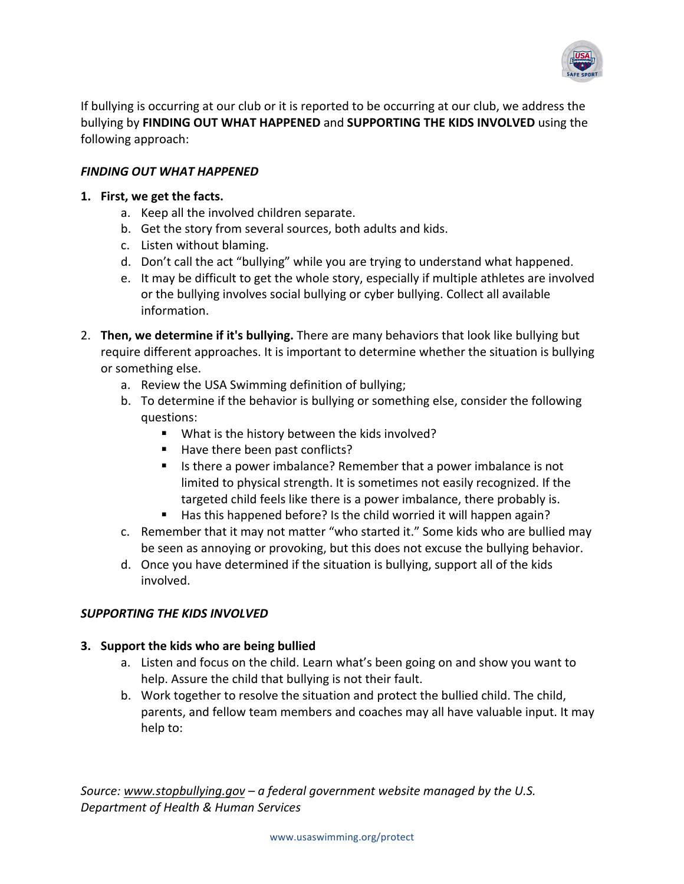If bullying is occurring at our club or it is reported to be occurring at our club, we address the bullying by **FINDING OUT WHAT HAPPENED** and **SUPPORTING THE KIDS INVOLVED** using the following approach:

***FINDING OUT WHAT HAPPENED***

1. **First, we get the facts.**
   a. Keep all the involved children separate.
   b. Get the story from several sources, both adults and kids.
   c. Listen without blaming.
   d. Don't call the act "bullying" while you are trying to understand what happened.
   e. It may be difficult to get the whole story, especially if multiple athletes are involved or the bullying involves social bullying or cyber bullying. Collect all available information.
2. **Then, we determine if it's bullying.** There are many behaviors that look like bullying but require different approaches. It is important to determine whether the situation is bullying or something else.
   a. Review the USA Swimming definition of bullying;
   b. To determine if the behavior is bullying or something else, consider the following questions:
      - What is the history between the kids involved?
      - Have there been past conflicts?
      - Is there a power imbalance? Remember that a power imbalance is not limited to physical strength. It is sometimes not easily recognized. If the targeted child feels like there is a power imbalance, there probably is.
      - Has this happened before? Is the child worried it will happen again?
   c. Remember that it may not matter "who started it." Some kids who are bullied may be seen as annoying or provoking, but this does not excuse the bullying behavior.
   d. Once you have determined if the situation is bullying, support all of the kids involved.

***SUPPORTING THE KIDS INVOLVED***

3. **Support the kids who are being bullied**
   a. Listen and focus on the child. Learn what's been going on and show you want to help. Assure the child that bullying is not their fault.
   b. Work together to resolve the situation and protect the bullied child. The child, parents, and fellow team members and coaches may all have valuable input. It may help to:

*Source: www.stopbullying.gov – a federal government website managed by the U.S. Department of Health & Human Services*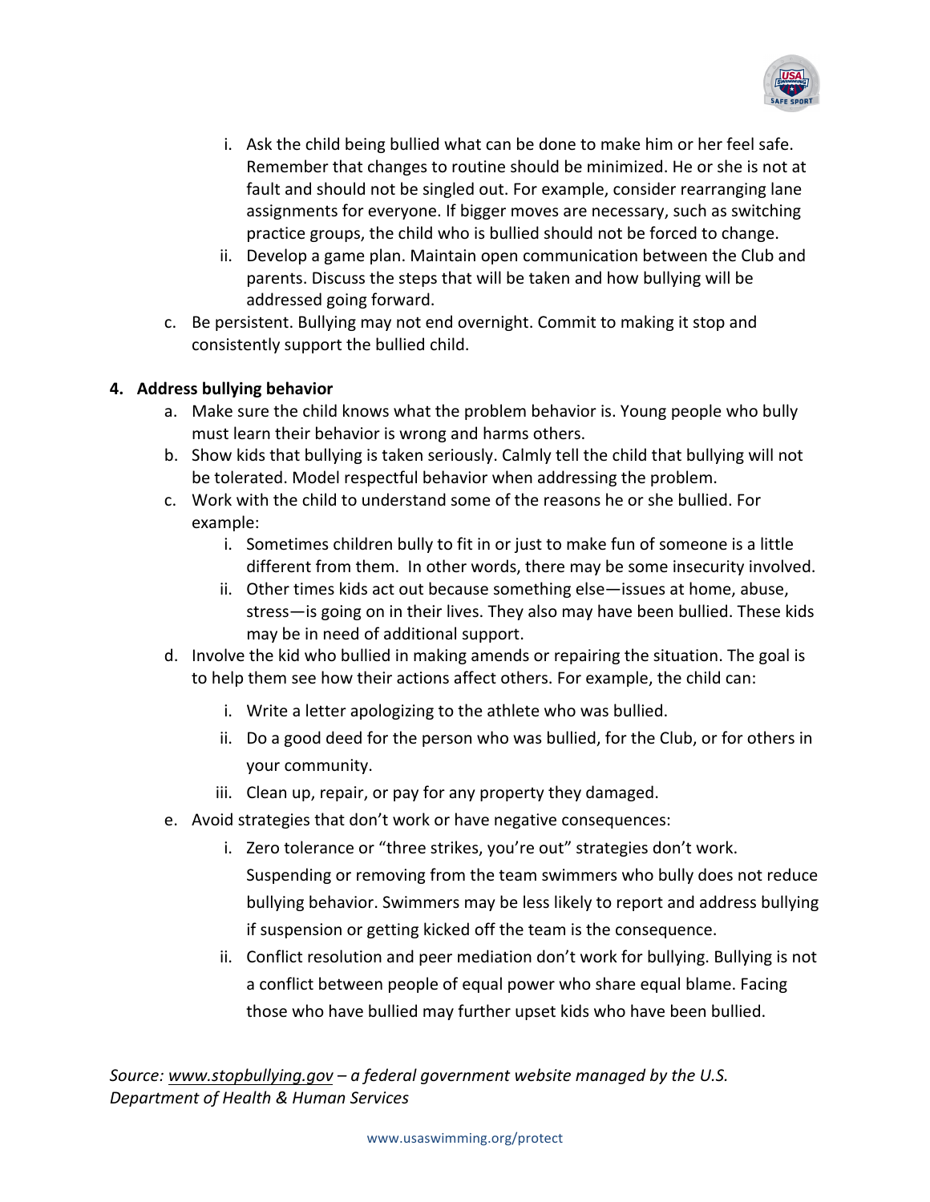i. Ask the child being bullied what can be done to make him or her feel safe. Remember that changes to routine should be minimized. He or she is not at fault and should not be singled out. For example, consider rearranging lane assignments for everyone. If bigger moves are necessary, such as switching practice groups, the child who is bullied should not be forced to change.
   ii. Develop a game plan. Maintain open communication between the Club and parents. Discuss the steps that will be taken and how bullying will be addressed going forward.

c. Be persistent. Bullying may not end overnight. Commit to making it stop and consistently support the bullied child.

**4. Address bullying behavior**

a. Make sure the child knows what the problem behavior is. Young people who bully must learn their behavior is wrong and harms others.

b. Show kids that bullying is taken seriously. Calmly tell the child that bullying will not be tolerated. Model respectful behavior when addressing the problem.

c. Work with the child to understand some of the reasons he or she bullied. For example:
   i. Sometimes children bully to fit in or just to make fun of someone is a little different from them. In other words, there may be some insecurity involved.
   ii. Other times kids act out because something else—issues at home, abuse, stress—is going on in their lives. They also may have been bullied. These kids may be in need of additional support.

d. Involve the kid who bullied in making amends or repairing the situation. The goal is to help them see how their actions affect others. For example, the child can:
   i. Write a letter apologizing to the athlete who was bullied.
   ii. Do a good deed for the person who was bullied, for the Club, or for others in your community.
   iii. Clean up, repair, or pay for any property they damaged.

e. Avoid strategies that don't work or have negative consequences:
   i. Zero tolerance or "three strikes, you're out" strategies don't work. Suspending or removing from the team swimmers who bully does not reduce bullying behavior. Swimmers may be less likely to report and address bullying if suspension or getting kicked off the team is the consequence.
   ii. Conflict resolution and peer mediation don't work for bullying. Bullying is not a conflict between people of equal power who share equal blame. Facing those who have bullied may further upset kids who have been bullied.

*Source: www.stopbullying.gov – a federal government website managed by the U.S. Department of Health & Human Services*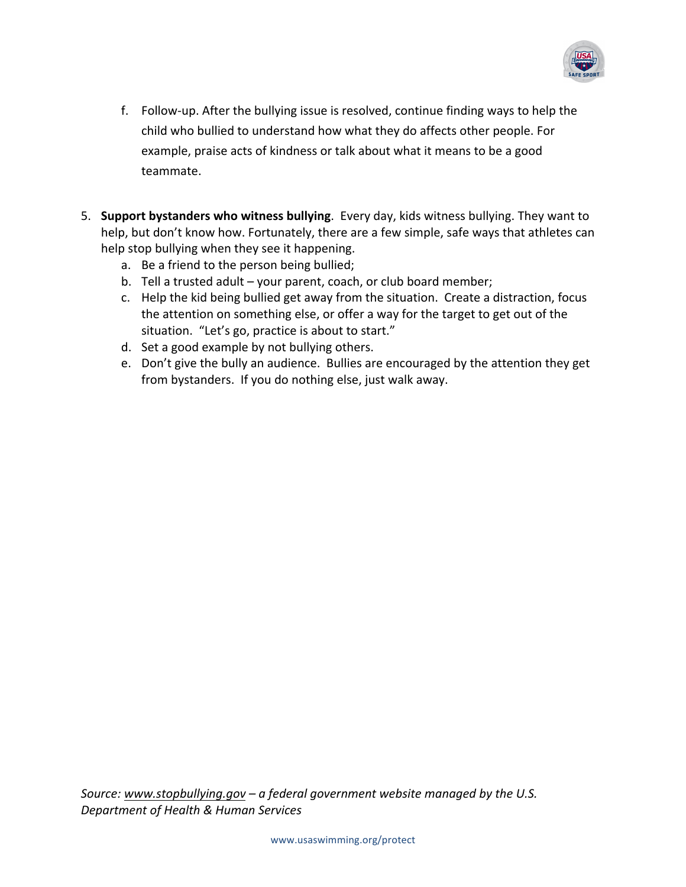f. Follow-up. After the bullying issue is resolved, continue finding ways to help the child who bullied to understand how what they do affects other people. For example, praise acts of kindness or talk about what it means to be a good teammate.

5. **Support bystanders who witness bullying**. Every day, kids witness bullying. They want to help, but don't know how. Fortunately, there are a few simple, safe ways that athletes can help stop bullying when they see it happening.
   a. Be a friend to the person being bullied;
   b. Tell a trusted adult – your parent, coach, or club board member;
   c. Help the kid being bullied get away from the situation. Create a distraction, focus the attention on something else, or offer a way for the target to get out of the situation. "Let's go, practice is about to start."
   d. Set a good example by not bullying others.
   e. Don't give the bully an audience. Bullies are encouraged by the attention they get from bystanders. If you do nothing else, just walk away.

*Source: www.stopbullying.gov – a federal government website managed by the U.S. Department of Health & Human Services*